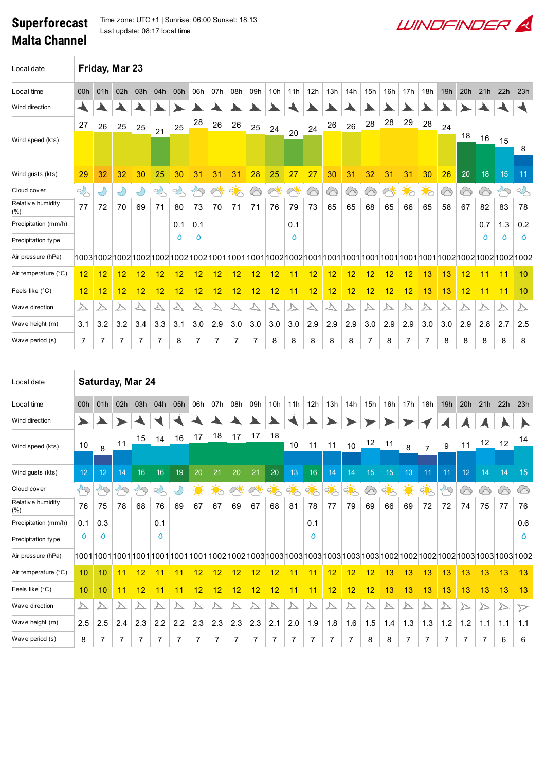# Superforecast Malta Channel

Time zone: UTC +1 | Sunrise: 06:00 Sunset: 18:13
Last update: 08:17 local time

WINDFINDER

## Friday, Mar 23

| Local time | 00h | 01h | 02h | 03h | 04h | 05h | 06h | 07h | 08h | 09h | 10h | 11h | 12h | 13h | 14h | 15h | 16h | 17h | 18h | 19h | 20h | 21h | 22h | 23h |
|---|---|---|---|---|---|---|---|---|---|---|---|---|---|---|---|---|---|---|---|---|---|---|---|---|
| Wind speed (kts) | 27 | 26 | 25 | 25 | 21 | 25 | 28 | 26 | 26 | 25 | 24 | 20 | 24 | 26 | 26 | 28 | 28 | 29 | 28 | 24 | 18 | 16 | 15 | 8 |
| Wind gusts (kts) | 29 | 32 | 32 | 30 | 25 | 30 | 31 | 31 | 31 | 28 | 25 | 27 | 27 | 30 | 31 | 32 | 31 | 31 | 30 | 26 | 20 | 18 | 15 | 11 |
| Relative humidity (%) | 77 | 72 | 70 | 69 | 71 | 80 | 73 | 70 | 71 | 71 | 76 | 79 | 73 | 65 | 65 | 68 | 65 | 66 | 65 | 58 | 67 | 82 | 83 | 78 |
| Precipitation (mm/h) | | | | | | 0.1 | 0.1 | | | | | 0.1 | | | | | | | | | | 0.7 | 1.3 | 0.2 |
| Air pressure (hPa) | 1003 | 1002 | 1002 | 1002 | 1002 | 1002 | 1002 | 1001 | 1001 | 1001 | 1002 | 1002 | 1001 | 1001 | 1001 | 1001 | 1001 | 1001 | 1001 | 1002 | 1002 | 1002 | 1002 | 1002 |
| Air temperature (°C) | 12 | 12 | 12 | 12 | 12 | 12 | 12 | 12 | 12 | 12 | 12 | 11 | 12 | 12 | 12 | 12 | 12 | 12 | 13 | 13 | 12 | 11 | 11 | 10 |
| Feels like (°C) | 12 | 12 | 12 | 12 | 12 | 12 | 12 | 12 | 12 | 12 | 12 | 11 | 12 | 12 | 12 | 12 | 12 | 12 | 13 | 13 | 12 | 11 | 11 | 10 |
| Wave height (m) | 3.1 | 3.2 | 3.2 | 3.4 | 3.3 | 3.1 | 3.0 | 2.9 | 3.0 | 3.0 | 3.0 | 3.0 | 2.9 | 2.9 | 2.9 | 3.0 | 2.9 | 2.9 | 3.0 | 3.0 | 2.9 | 2.8 | 2.7 | 2.5 |
| Wave period (s) | 7 | 7 | 7 | 7 | 7 | 8 | 7 | 7 | 7 | 7 | 8 | 8 | 8 | 8 | 8 | 7 | 8 | 7 | 7 | 8 | 8 | 8 | 8 | 8 |

## Saturday, Mar 24

| Local time | 00h | 01h | 02h | 03h | 04h | 05h | 06h | 07h | 08h | 09h | 10h | 11h | 12h | 13h | 14h | 15h | 16h | 17h | 18h | 19h | 20h | 21h | 22h | 23h |
|---|---|---|---|---|---|---|---|---|---|---|---|---|---|---|---|---|---|---|---|---|---|---|---|---|
| Wind speed (kts) | 10 | 8 | 11 | 15 | 14 | 16 | 17 | 18 | 17 | 17 | 18 | 10 | 11 | 11 | 10 | 12 | 11 | 8 | 7 | 9 | 11 | 12 | 12 | 14 |
| Wind gusts (kts) | 12 | 12 | 14 | 16 | 16 | 19 | 20 | 21 | 20 | 21 | 20 | 13 | 16 | 14 | 14 | 15 | 15 | 13 | 11 | 11 | 12 | 14 | 14 | 15 |
| Relative humidity (%) | 76 | 75 | 78 | 68 | 76 | 69 | 67 | 67 | 69 | 67 | 68 | 81 | 78 | 77 | 79 | 69 | 66 | 69 | 72 | 72 | 74 | 75 | 77 | 76 |
| Precipitation (mm/h) | 0.1 | 0.3 | | | 0.1 | | | | | | | | 0.1 | | | | | | | | | | | 0.6 |
| Air pressure (hPa) | 1001 | 1001 | 1001 | 1001 | 1001 | 1001 | 1001 | 1002 | 1002 | 1003 | 1003 | 1003 | 1003 | 1003 | 1003 | 1003 | 1002 | 1002 | 1002 | 1002 | 1003 | 1003 | 1003 | 1002 |
| Air temperature (°C) | 10 | 10 | 11 | 12 | 11 | 11 | 12 | 12 | 12 | 12 | 12 | 11 | 11 | 12 | 12 | 12 | 13 | 13 | 13 | 13 | 13 | 13 | 13 | 13 |
| Feels like (°C) | 10 | 10 | 11 | 12 | 11 | 11 | 12 | 12 | 12 | 12 | 12 | 11 | 11 | 12 | 12 | 12 | 13 | 13 | 13 | 13 | 13 | 13 | 13 | 13 |
| Wave height (m) | 2.5 | 2.5 | 2.4 | 2.3 | 2.2 | 2.2 | 2.3 | 2.3 | 2.3 | 2.3 | 2.1 | 2.0 | 1.9 | 1.8 | 1.6 | 1.5 | 1.4 | 1.3 | 1.3 | 1.2 | 1.2 | 1.1 | 1.1 | 1.1 |
| Wave period (s) | 8 | 7 | 7 | 7 | 7 | 7 | 7 | 7 | 7 | 7 | 7 | 7 | 7 | 7 | 7 | 8 | 8 | 7 | 7 | 7 | 7 | 7 | 6 | 6 |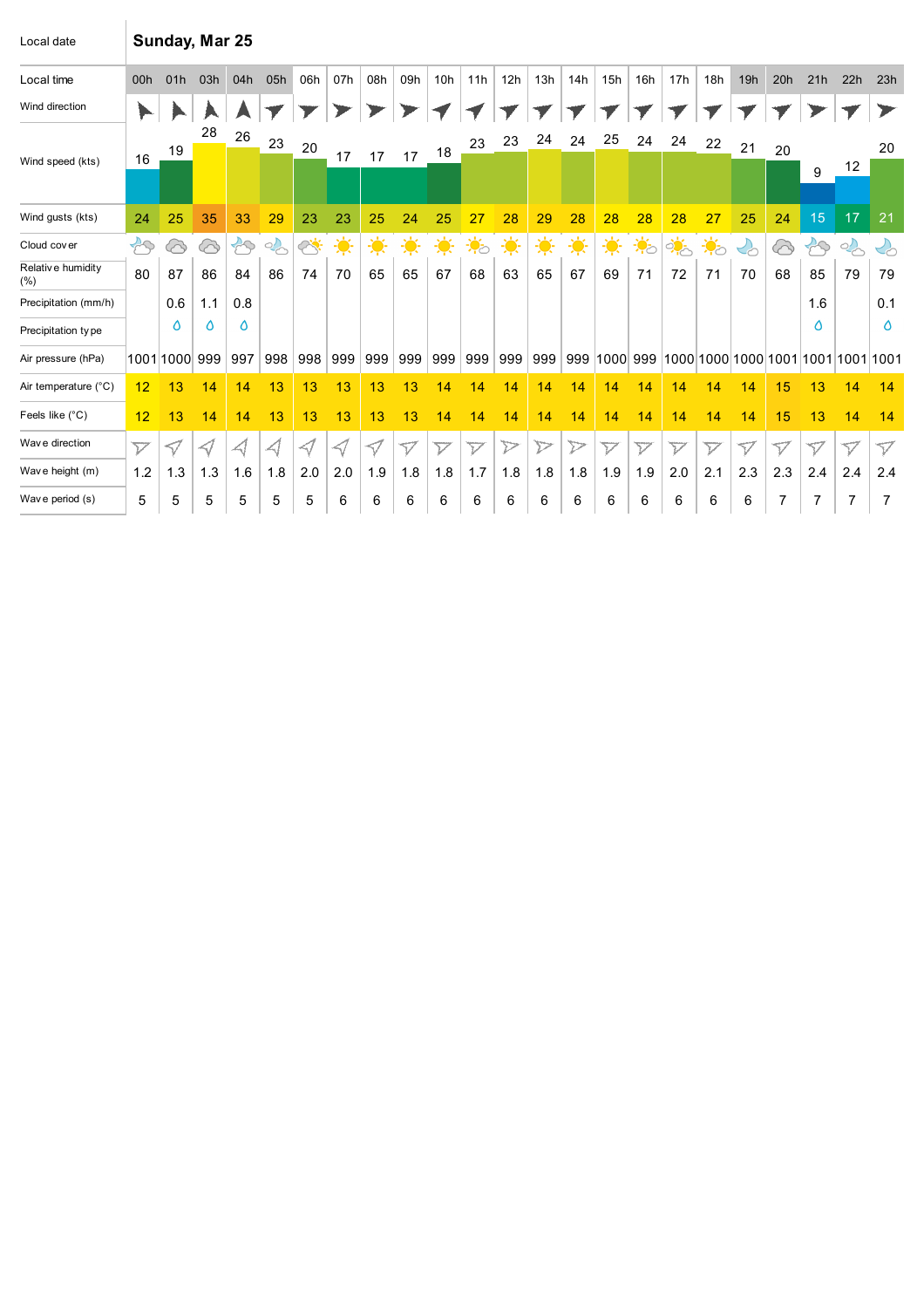| Local date | Sunday, Mar 25 | | | | | | | | | | | | | | | | | | | | | | |
|---|---|---|---|---|---|---|---|---|---|---|---|---|---|---|---|---|---|---|---|---|---|---|---|
| Local time | 00h | 01h | 03h | 04h | 05h | 06h | 07h | 08h | 09h | 10h | 11h | 12h | 13h | 14h | 15h | 16h | 17h | 18h | 19h | 20h | 21h | 22h | 23h |
| Wind direction | | | | | | | | | | | | | | | | | | | | | | | |
| Wind speed (kts) | 16 | 19 | 28 | 26 | 23 | 20 | 17 | 17 | 17 | 18 | 23 | 23 | 24 | 24 | 25 | 24 | 24 | 22 | 21 | 20 | 9 | 12 | 20 |
| Wind gusts (kts) | 24 | 25 | 35 | 33 | 29 | 23 | 23 | 25 | 24 | 25 | 27 | 28 | 29 | 28 | 28 | 28 | 28 | 27 | 25 | 24 | 15 | 17 | 21 |
| Cloud cover | | | | | | | | | | | | | | | | | | | | | | | |
| Relative humidity (%) | 80 | 87 | 86 | 84 | 86 | 74 | 70 | 65 | 65 | 67 | 68 | 63 | 65 | 67 | 69 | 71 | 72 | 71 | 70 | 68 | 85 | 79 | 79 |
| Precipitation (mm/h) | | 0.6 | 1.1 | 0.8 | | | | | | | | | | | | | | | | | 1.6 | | 0.1 |
| Precipitation type | | | | | | | | | | | | | | | | | | | | | | | |
| Air pressure (hPa) | 1001 | 1000 | 999 | 997 | 998 | 998 | 999 | 999 | 999 | 999 | 999 | 999 | 999 | 999 | 1000 | 999 | 1000 | 1000 | 1000 | 1001 | 1001 | 1001 | 1001 |
| Air temperature (°C) | 12 | 13 | 14 | 14 | 13 | 13 | 13 | 13 | 13 | 14 | 14 | 14 | 14 | 14 | 14 | 14 | 14 | 14 | 14 | 15 | 13 | 14 | 14 |
| Feels like (°C) | 12 | 13 | 14 | 14 | 13 | 13 | 13 | 13 | 13 | 14 | 14 | 14 | 14 | 14 | 14 | 14 | 14 | 14 | 14 | 15 | 13 | 14 | 14 |
| Wave direction | | | | | | | | | | | | | | | | | | | | | | | |
| Wave height (m) | 1.2 | 1.3 | 1.3 | 1.6 | 1.8 | 2.0 | 2.0 | 1.9 | 1.8 | 1.8 | 1.7 | 1.8 | 1.8 | 1.8 | 1.9 | 1.9 | 2.0 | 2.1 | 2.3 | 2.3 | 2.4 | 2.4 | 2.4 |
| Wave period (s) | 5 | 5 | 5 | 5 | 5 | 5 | 6 | 6 | 6 | 6 | 6 | 6 | 6 | 6 | 6 | 6 | 6 | 6 | 6 | 7 | 7 | 7 | 7 |